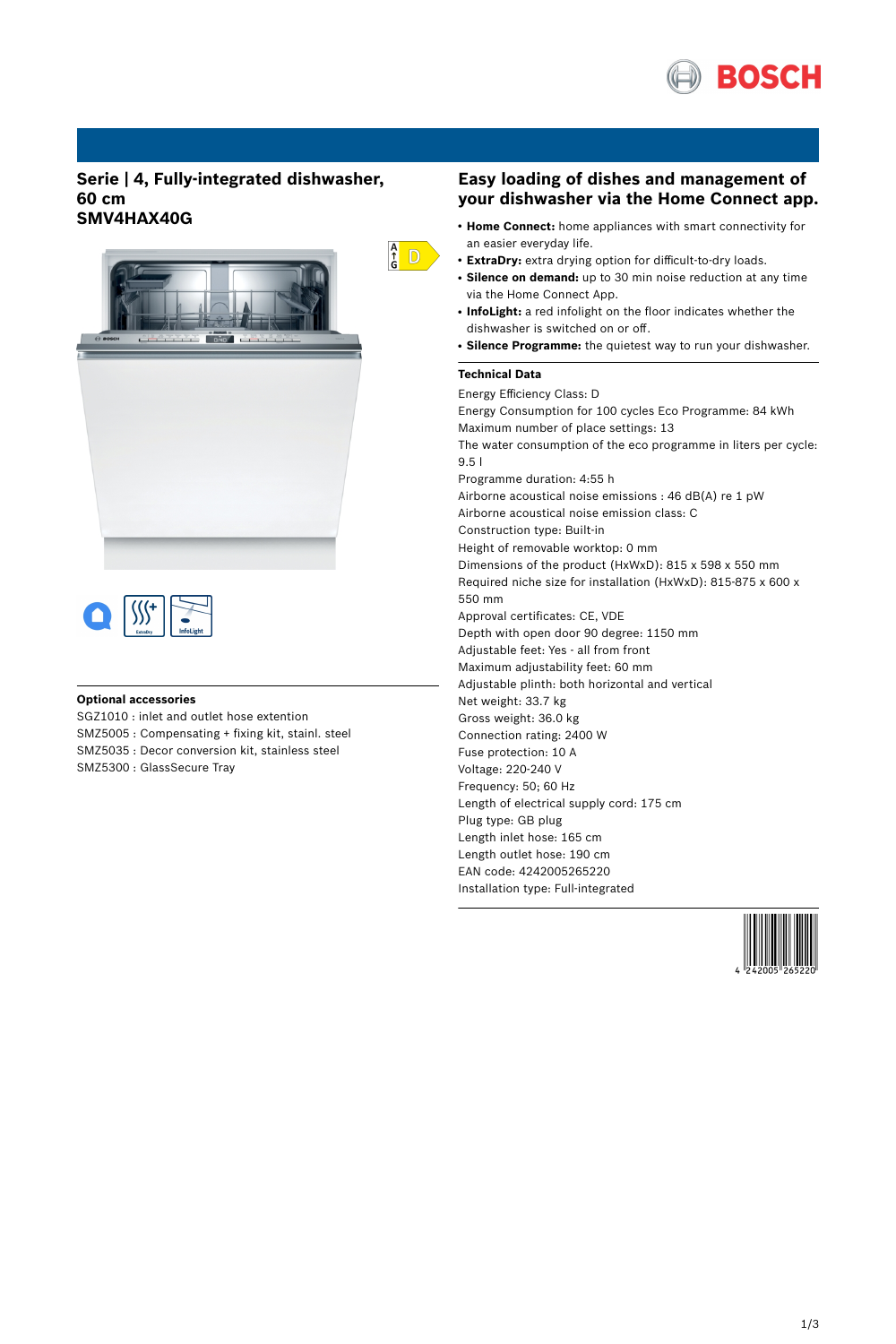# Serie | 4, Fully-integrated dishwasher, 60 cm
## SMV4HAX40G

## Easy loading of dishes and management of your dishwasher via the Home Connect app.

- **Home Connect:** home appliances with smart connectivity for an easier everyday life.
- **ExtraDry:** extra drying option for difficult-to-dry loads.
- **Silence on demand:** up to 30 min noise reduction at any time via the Home Connect App.
- **InfoLight:** a red infolight on the floor indicates whether the dishwasher is switched on or off.
- **Silence Programme:** the quietest way to run your dishwasher.

### Technical Data

Energy Efficiency Class: D
Energy Consumption for 100 cycles Eco Programme: 84 kWh
Maximum number of place settings: 13
The water consumption of the eco programme in liters per cycle: 9.5 l
Programme duration: 4:55 h
Airborne acoustical noise emissions : 46 dB(A) re 1 pW
Airborne acoustical noise emission class: C
Construction type: Built-in
Height of removable worktop: 0 mm
Dimensions of the product (HxWxD): 815 x 598 x 550 mm
Required niche size for installation (HxWxD): 815-875 x 600 x 550 mm
Approval certificates: CE, VDE
Depth with open door 90 degree: 1150 mm
Adjustable feet: Yes - all from front
Maximum adjustability feet: 60 mm
Adjustable plinth: both horizontal and vertical
Net weight: 33.7 kg
Gross weight: 36.0 kg
Connection rating: 2400 W
Fuse protection: 10 A
Voltage: 220-240 V
Frequency: 50; 60 Hz
Length of electrical supply cord: 175 cm
Plug type: GB plug
Length inlet hose: 165 cm
Length outlet hose: 190 cm
EAN code: 4242005265220
Installation type: Full-integrated

### Optional accessories

SGZ1010 : inlet and outlet hose extention
SMZ5005 : Compensating + fixing kit, stainl. steel
SMZ5035 : Decor conversion kit, stainless steel
SMZ5300 : GlassSecure Tray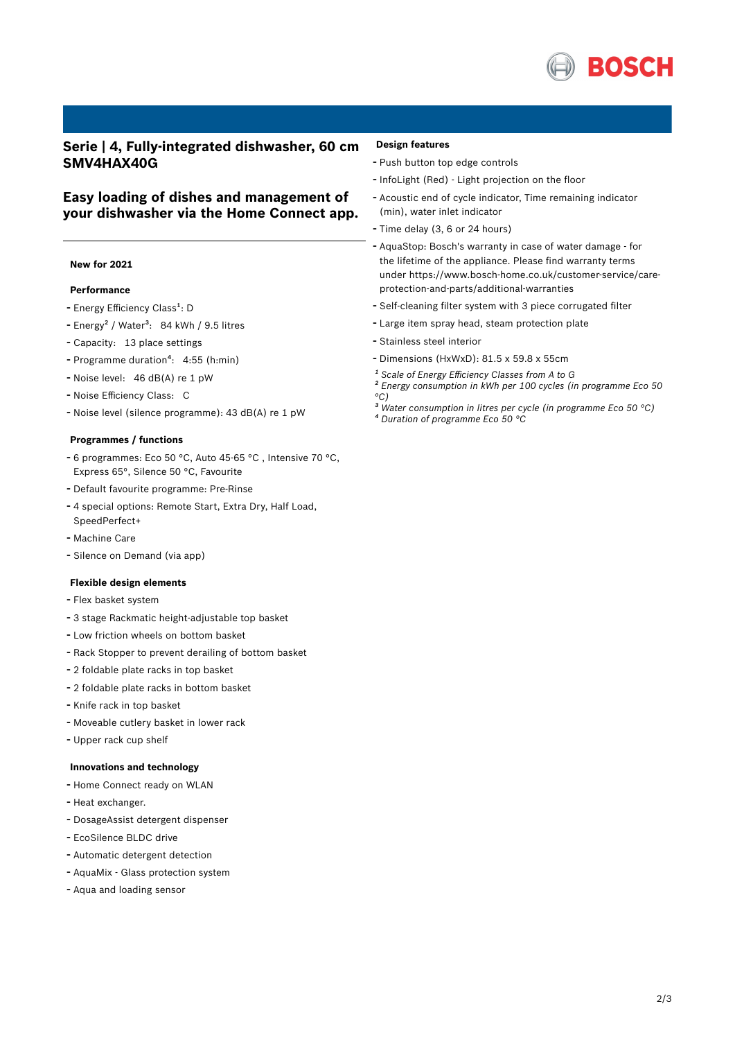## Serie | 4, Fully-integrated dishwasher, 60 cm SMV4HAX40G

## Easy loading of dishes and management of your dishwasher via the Home Connect app.

**New for 2021**

### Performance

- Energy Efficiency Class[1]: D
- Energy[2] / Water[3]: 84 kWh / 9.5 litres
- Capacity: 13 place settings
- Programme duration[4]: 4:55 (h:min)
- Noise level: 46 dB(A) re 1 pW
- Noise Efficiency Class: C
- Noise level (silence programme): 43 dB(A) re 1 pW

### Programmes / functions

- 6 programmes: Eco 50 °C, Auto 45-65 °C , Intensive 70 °C, Express 65°, Silence 50 °C, Favourite
- Default favourite programme: Pre-Rinse
- 4 special options: Remote Start, Extra Dry, Half Load, SpeedPerfect+
- Machine Care
- Silence on Demand (via app)

### Flexible design elements

- Flex basket system
- 3 stage Rackmatic height-adjustable top basket
- Low friction wheels on bottom basket
- Rack Stopper to prevent derailing of bottom basket
- 2 foldable plate racks in top basket
- 2 foldable plate racks in bottom basket
- Knife rack in top basket
- Moveable cutlery basket in lower rack
- Upper rack cup shelf

### Innovations and technology

- Home Connect ready on WLAN
- Heat exchanger.
- DosageAssist detergent dispenser
- EcoSilence BLDC drive
- Automatic detergent detection
- AquaMix - Glass protection system
- Aqua and loading sensor

### Design features

- Push button top edge controls
- InfoLight (Red) - Light projection on the floor
- Acoustic end of cycle indicator, Time remaining indicator (min), water inlet indicator
- Time delay (3, 6 or 24 hours)
- AquaStop: Bosch's warranty in case of water damage - for the lifetime of the appliance. Please find warranty terms under https://www.bosch-home.co.uk/customer-service/care-protection-and-parts/additional-warranties
- Self-cleaning filter system with 3 piece corrugated filter
- Large item spray head, steam protection plate
- Stainless steel interior
- Dimensions (HxWxD): 81.5 x 59.8 x 55cm

*[1] Scale of Energy Efficiency Classes from A to G*
*[2] Energy consumption in kWh per 100 cycles (in programme Eco 50 °C)*
*[3] Water consumption in litres per cycle (in programme Eco 50 °C)*
*[4] Duration of programme Eco 50 °C*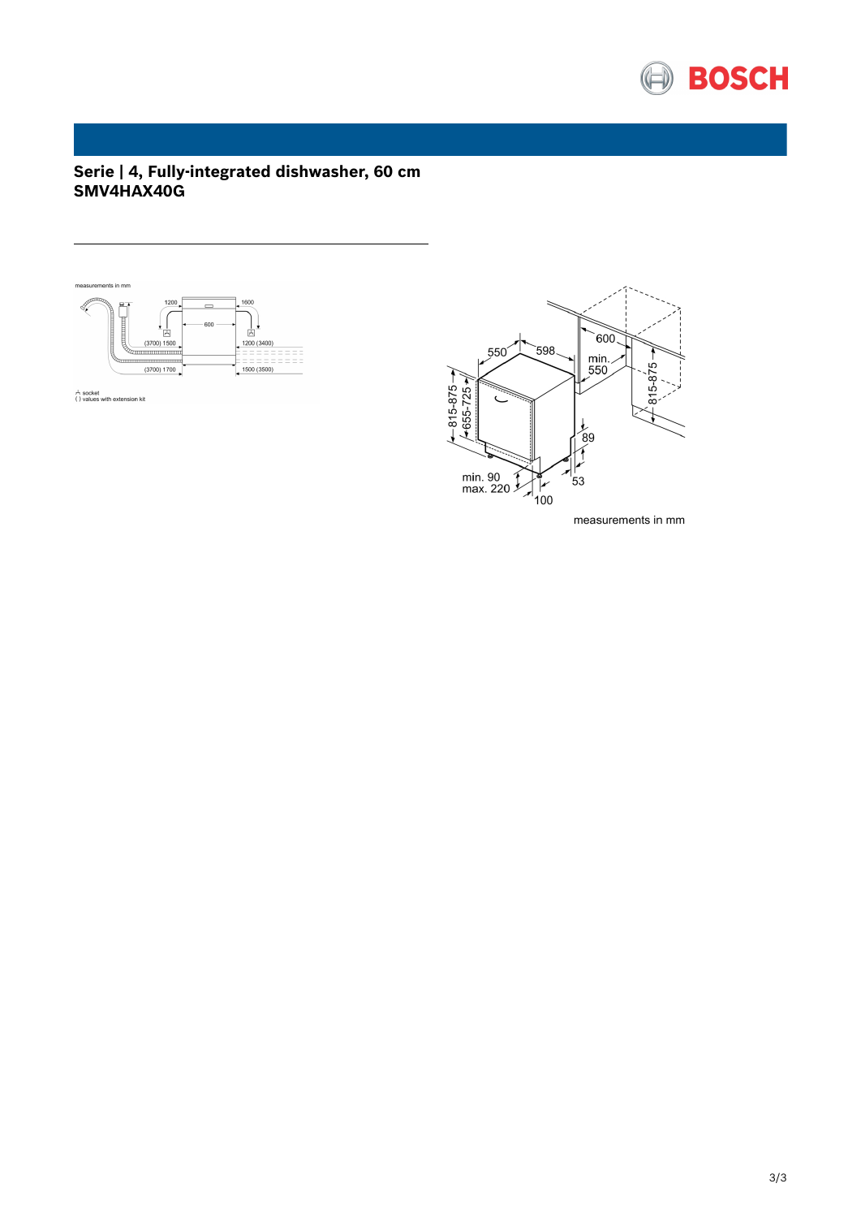# Serie | 4, Fully-integrated dishwasher, 60 cm
## SMV4HAX40G

measurements in mm

1200
1600
600
(3700) 1500
1200 (3400)
(3700) 1700
1500 (3500)

socket
( ) values with extension kit

550
598
600
min. 550
815-875
655-725
815-875
89
min. 90
max. 220
53
100

measurements in mm